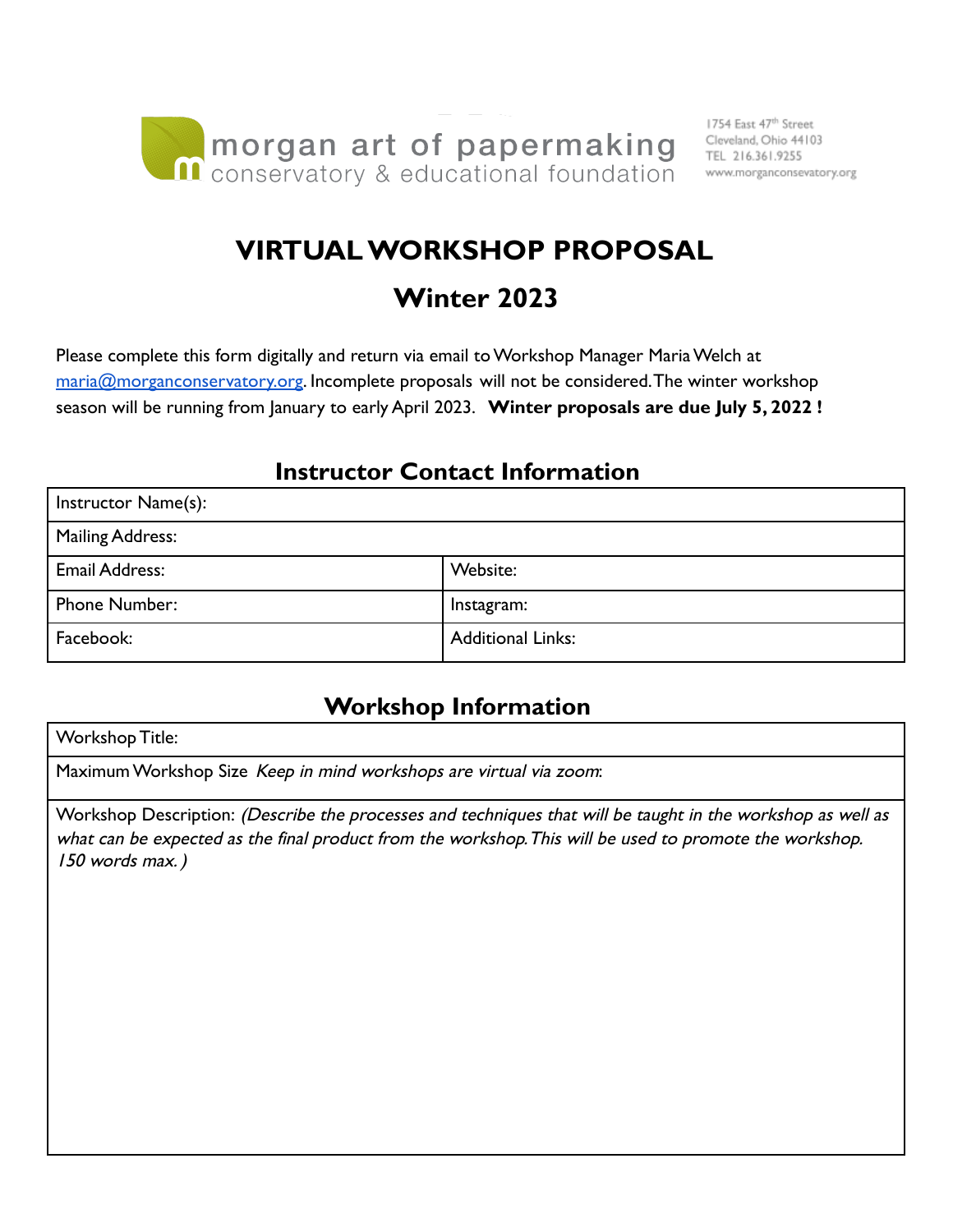morgan art of papermaking
conservatory & educational foundation

1754 East 47th Street
Cleveland, Ohio 44103
TEL 216.361.9255
www.morganconsevatory.org

# VIRTUAL WORKSHOP PROPOSAL

## Winter 2023

Please complete this form digitally and return via email to Workshop Manager Maria Welch at maria@morganconservatory.org. Incomplete proposals will not be considered. The winter workshop season will be running from January to early April 2023. **Winter proposals are due July 5, 2022 !**

### Instructor Contact Information

| Instructor Name(s): | |
|---|---|
| Mailing Address: | |
| Email Address: | Website: |
| Phone Number: | Instagram: |
| Facebook: | Additional Links: |

### Workshop Information

| Workshop Title: |
|---|
| Maximum Workshop Size *Keep in mind workshops are virtual via zoom*: |
| Workshop Description: *(Describe the processes and techniques that will be taught in the workshop as well as what can be expected as the final product from the workshop. This will be used to promote the workshop. 150 words max.)* |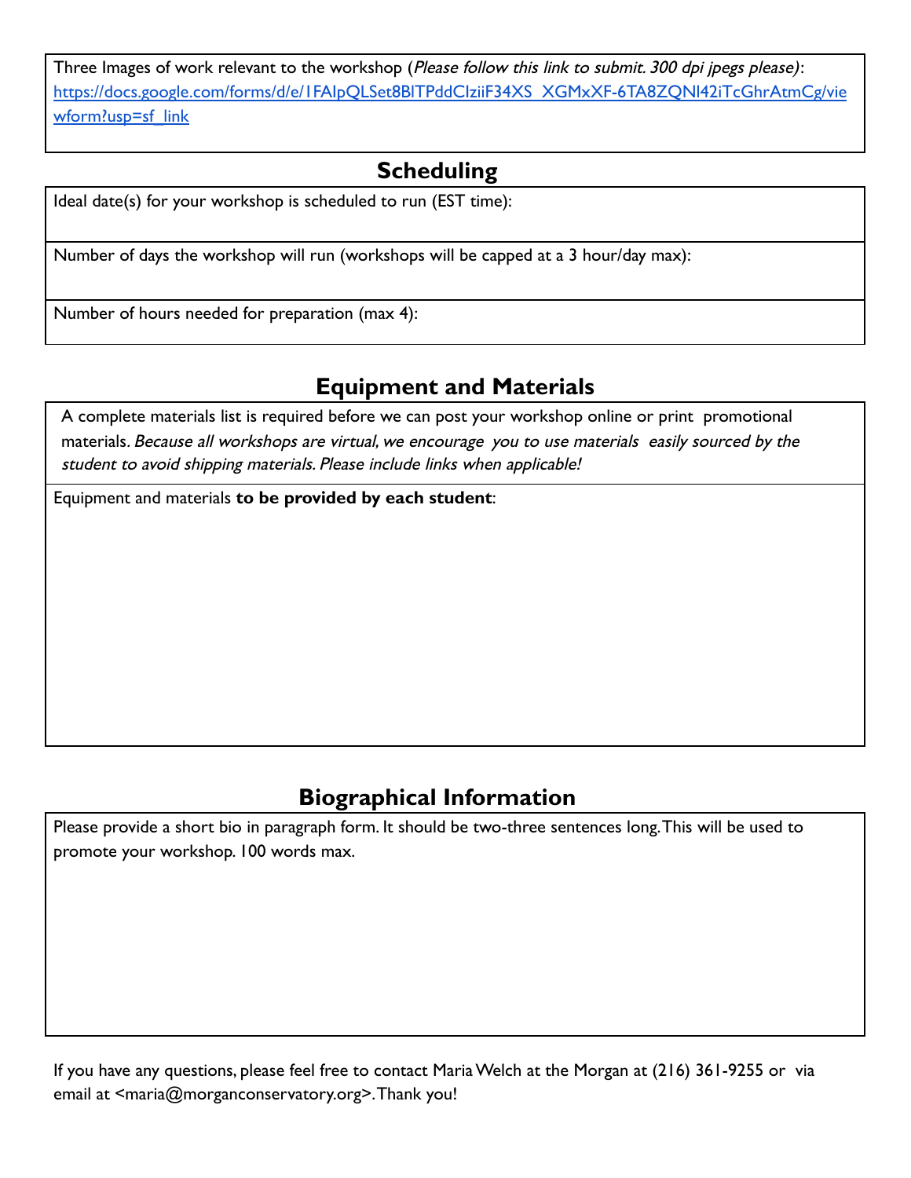Three Images of work relevant to the workshop (*Please follow this link to submit. 300 dpi jpegs please)*: https://docs.google.com/forms/d/e/1FAIpQLSet8BlTPddCIziiF34XS_XGMxXF-6TA8ZQNl42iTcGhrAtmCg/viewform?usp=sf_link

## Scheduling

Ideal date(s) for your workshop is scheduled to run (EST time):

Number of days the workshop will run (workshops will be capped at a 3 hour/day max):

Number of hours needed for preparation (max 4):

## Equipment and Materials

A complete materials list is required before we can post your workshop online or print promotional materials. *Because all workshops are virtual, we encourage you to use materials easily sourced by the student to avoid shipping materials. Please include links when applicable!*

Equipment and materials **to be provided by each student**:

## Biographical Information

Please provide a short bio in paragraph form. It should be two-three sentences long. This will be used to promote your workshop. 100 words max.

If you have any questions, please feel free to contact Maria Welch at the Morgan at (216) 361-9255 or via email at <maria@morganconservatory.org>. Thank you!